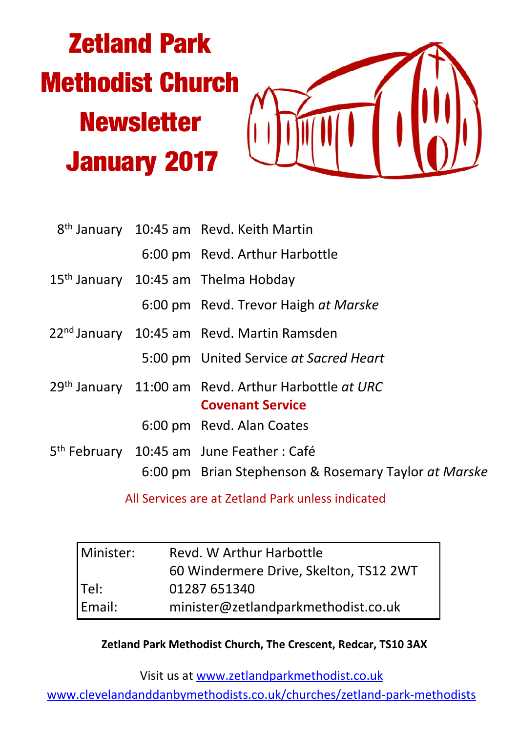# Zetland Park Methodist Church Newsletter January 2017

| | | |
|---|---|---|
| 8th January | 10:45 am | Revd. Keith Martin |
| | 6:00 pm | Revd. Arthur Harbottle |
| 15th January | 10:45 am | Thelma Hobday |
| | 6:00 pm | Revd. Trevor Haigh *at Marske* |
| 22nd January | 10:45 am | Revd. Martin Ramsden |
| | 5:00 pm | United Service *at Sacred Heart* |
| 29th January | 11:00 am | Revd. Arthur Harbottle *at URC* **Covenant Service** |
| | 6:00 pm | Revd. Alan Coates |
| 5th February | 10:45 am | June Feather : Café |
| | 6:00 pm | Brian Stephenson & Rosemary Taylor *at Marske* |

All Services are at Zetland Park unless indicated

| | |
|---|---|
| Minister: | Revd. W Arthur Harbottle |
| | 60 Windermere Drive, Skelton, TS12 2WT |
| Tel: | 01287 651340 |
| Email: | minister@zetlandparkmethodist.co.uk |

**Zetland Park Methodist Church, The Crescent, Redcar, TS10 3AX**

Visit us at www.zetlandparkmethodist.co.uk

www.clevelandanddanbymethodists.co.uk/churches/zetland-park-methodists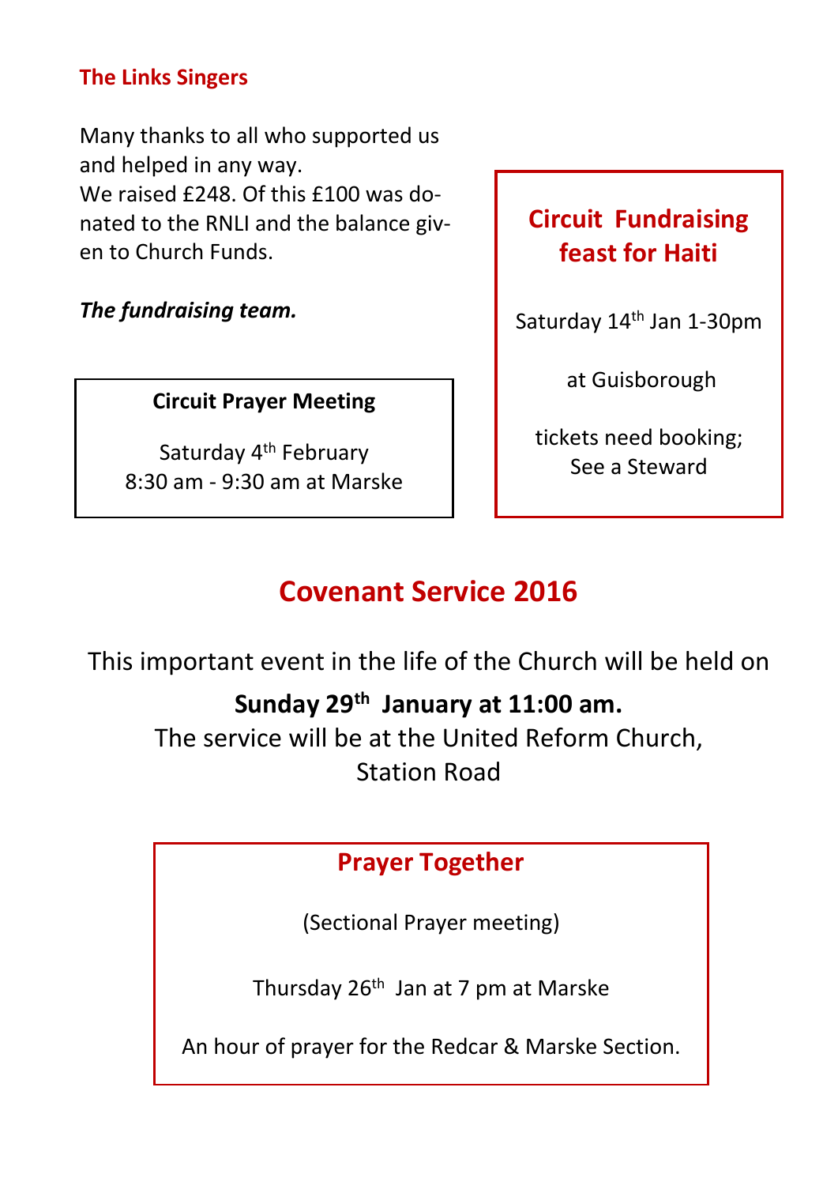### The Links Singers

Many thanks to all who supported us and helped in any way.
We raised £248. Of this £100 was donated to the RNLI and the balance given to Church Funds.

***The fundraising team.***

**Circuit Prayer Meeting**

Saturday 4th February
8:30 am - 9:30 am at Marske

### Circuit Fundraising feast for Haiti

Saturday 14th Jan 1-30pm

at Guisborough

tickets need booking;
See a Steward

## Covenant Service 2016

This important event in the life of the Church will be held on

**Sunday 29th January at 11:00 am.**

The service will be at the United Reform Church, Station Road

### Prayer Together

(Sectional Prayer meeting)

Thursday 26th Jan at 7 pm at Marske

An hour of prayer for the Redcar & Marske Section.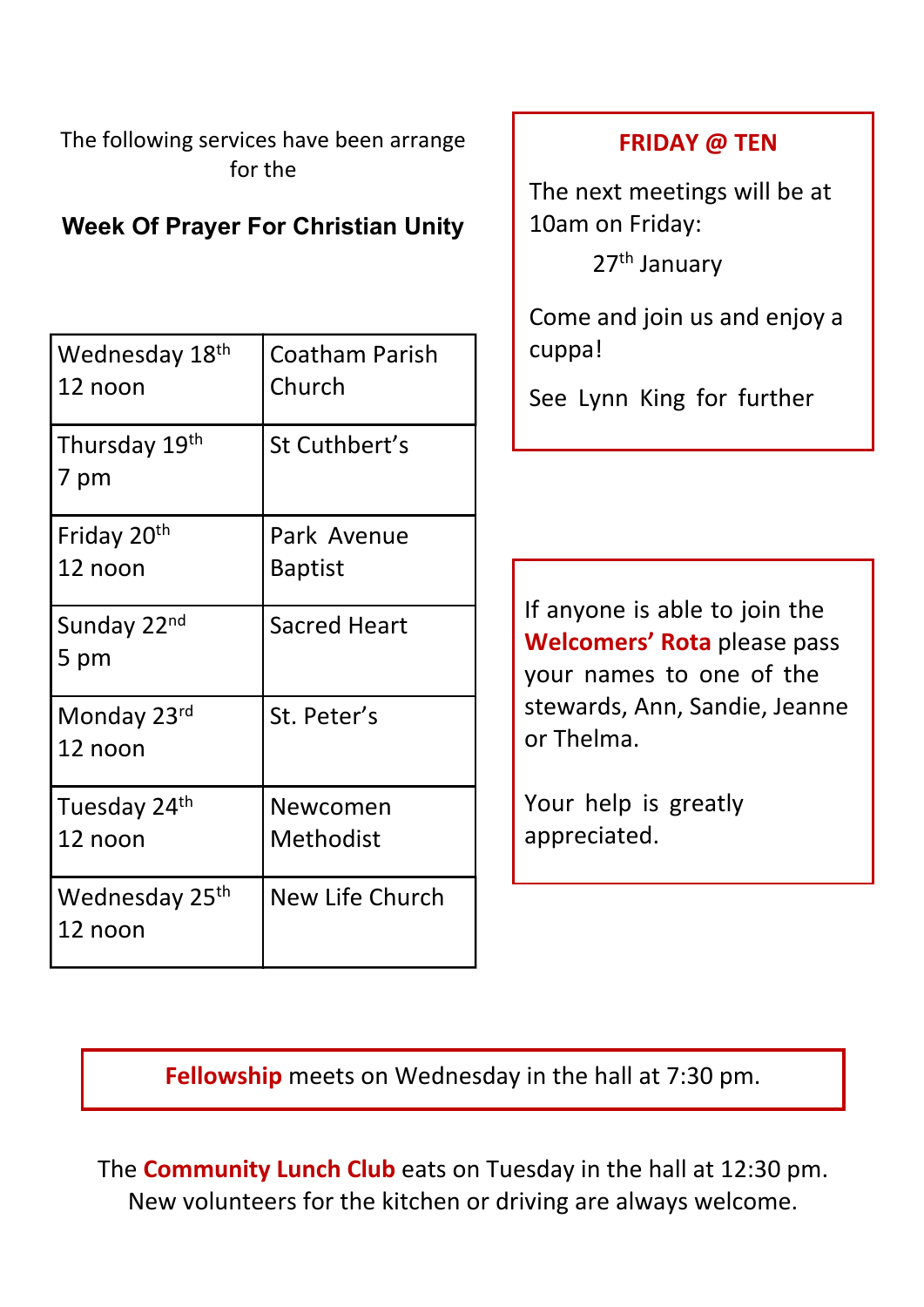The following services have been arrange for the

## Week Of Prayer For Christian Unity

| Date / Time | Venue |
| --- | --- |
| Wednesday 18th 12 noon | Coatham Parish Church |
| Thursday 19th 7 pm | St Cuthbert's |
| Friday 20th 12 noon | Park Avenue Baptist |
| Sunday 22nd 5 pm | Sacred Heart |
| Monday 23rd 12 noon | St. Peter's |
| Tuesday 24th 12 noon | Newcomen Methodist |
| Wednesday 25th 12 noon | New Life Church |

### FRIDAY @ TEN

The next meetings will be at 10am on Friday:

27th January

Come and join us and enjoy a cuppa!

See Lynn King for further

If anyone is able to join the **Welcomers' Rota** please pass your names to one of the stewards, Ann, Sandie, Jeanne or Thelma.

Your help is greatly appreciated.

**Fellowship** meets on Wednesday in the hall at 7:30 pm.

The **Community Lunch Club** eats on Tuesday in the hall at 12:30 pm. New volunteers for the kitchen or driving are always welcome.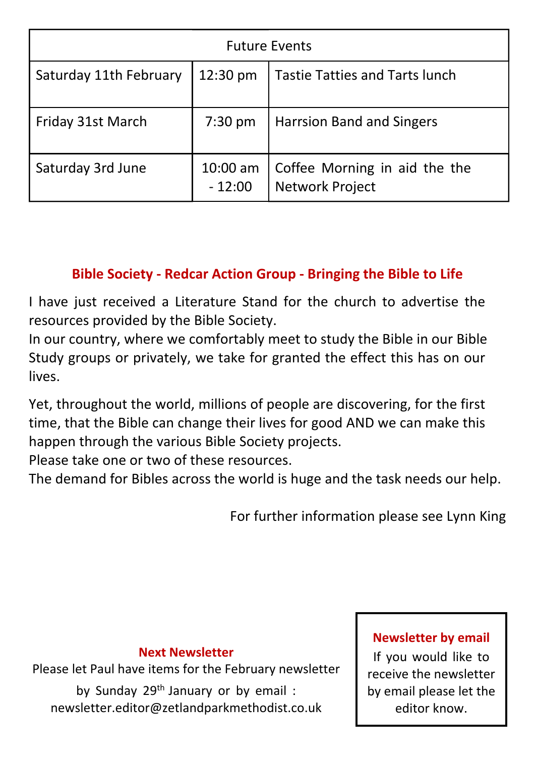| Future Events | | |
|---|---|---|
| Saturday 11th February | 12:30 pm | Tastie Tatties and Tarts lunch |
| Friday 31st March | 7:30 pm | Harrsion Band and Singers |
| Saturday 3rd June | 10:00 am - 12:00 | Coffee Morning in aid the the Network Project |

## Bible Society - Redcar Action Group - Bringing the Bible to Life

I have just received a Literature Stand for the church to advertise the resources provided by the Bible Society.
In our country, where we comfortably meet to study the Bible in our Bible Study groups or privately, we take for granted the effect this has on our lives.

Yet, throughout the world, millions of people are discovering, for the first time, that the Bible can change their lives for good AND we can make this happen through the various Bible Society projects.
Please take one or two of these resources.
The demand for Bibles across the world is huge and the task needs our help.

For further information please see Lynn King

**Next Newsletter**

Please let Paul have items for the February newsletter by Sunday 29th January or by email : newsletter.editor@zetlandparkmethodist.co.uk

**Newsletter by email**

If you would like to receive the newsletter by email please let the editor know.